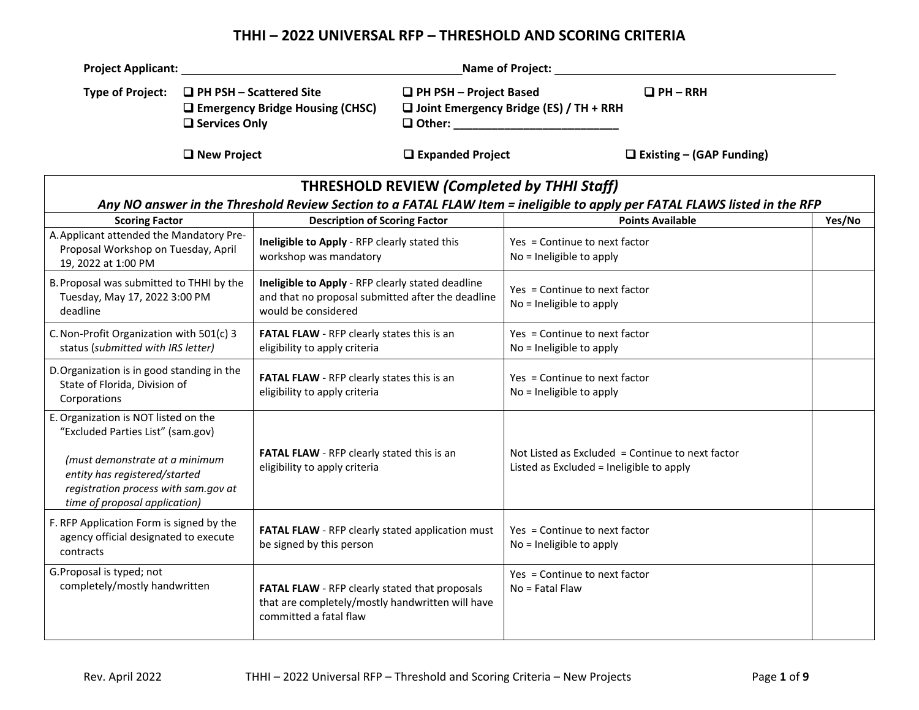# THHI – 2022 UNIVERSAL RFP – THRESHOLD AND SCORING CRITERIA

**Project Applicant:** ______________________________ **Name of Project:** ______________________________

**Type of Project:**

- ❑ **PH PSH – Scattered Site**
- ❑ **PH PSH – Project Based**
- ❑ **PH – RRH**
- ❑ **Emergency Bridge Housing (CHSC)**
- ❑ **Joint Emergency Bridge (ES) / TH + RRH**
- ❑ **Services Only**
- ❑ **Other: ___________________________**

- ❑ **New Project**
- ❑ **Expanded Project**
- ❑ **Existing – (GAP Funding)**

## THRESHOLD REVIEW *(Completed by THHI Staff)*

***Any NO answer in the Threshold Review Section to a FATAL FLAW Item = ineligible to apply per FATAL FLAWS listed in the RFP***

| Scoring Factor | Description of Scoring Factor | Points Available | Yes/No |
|---|---|---|---|
| A. Applicant attended the Mandatory Pre-Proposal Workshop on Tuesday, April 19, 2022 at 1:00 PM | **Ineligible to Apply** - RFP clearly stated this workshop was mandatory | Yes = Continue to next factor<br>No = Ineligible to apply | |
| B. Proposal was submitted to THHI by the Tuesday, May 17, 2022 3:00 PM deadline | **Ineligible to Apply** - RFP clearly stated deadline and that no proposal submitted after the deadline would be considered | Yes = Continue to next factor<br>No = Ineligible to apply | |
| C. Non-Profit Organization with 501(c) 3 status (*submitted with IRS letter)* | **FATAL FLAW** - RFP clearly states this is an eligibility to apply criteria | Yes = Continue to next factor<br>No = Ineligible to apply | |
| D. Organization is in good standing in the State of Florida, Division of Corporations | **FATAL FLAW** - RFP clearly states this is an eligibility to apply criteria | Yes = Continue to next factor<br>No = Ineligible to apply | |
| E. Organization is NOT listed on the "Excluded Parties List" (sam.gov)<br><br>*(must demonstrate at a minimum entity has registered/started registration process with sam.gov at time of proposal application)* | **FATAL FLAW** - RFP clearly stated this is an eligibility to apply criteria | Not Listed as Excluded = Continue to next factor<br>Listed as Excluded = Ineligible to apply | |
| F. RFP Application Form is signed by the agency official designated to execute contracts | **FATAL FLAW** - RFP clearly stated application must be signed by this person | Yes = Continue to next factor<br>No = Ineligible to apply | |
| G. Proposal is typed; not completely/mostly handwritten | **FATAL FLAW** - RFP clearly stated that proposals that are completely/mostly handwritten will have committed a fatal flaw | Yes = Continue to next factor<br>No = Fatal Flaw | |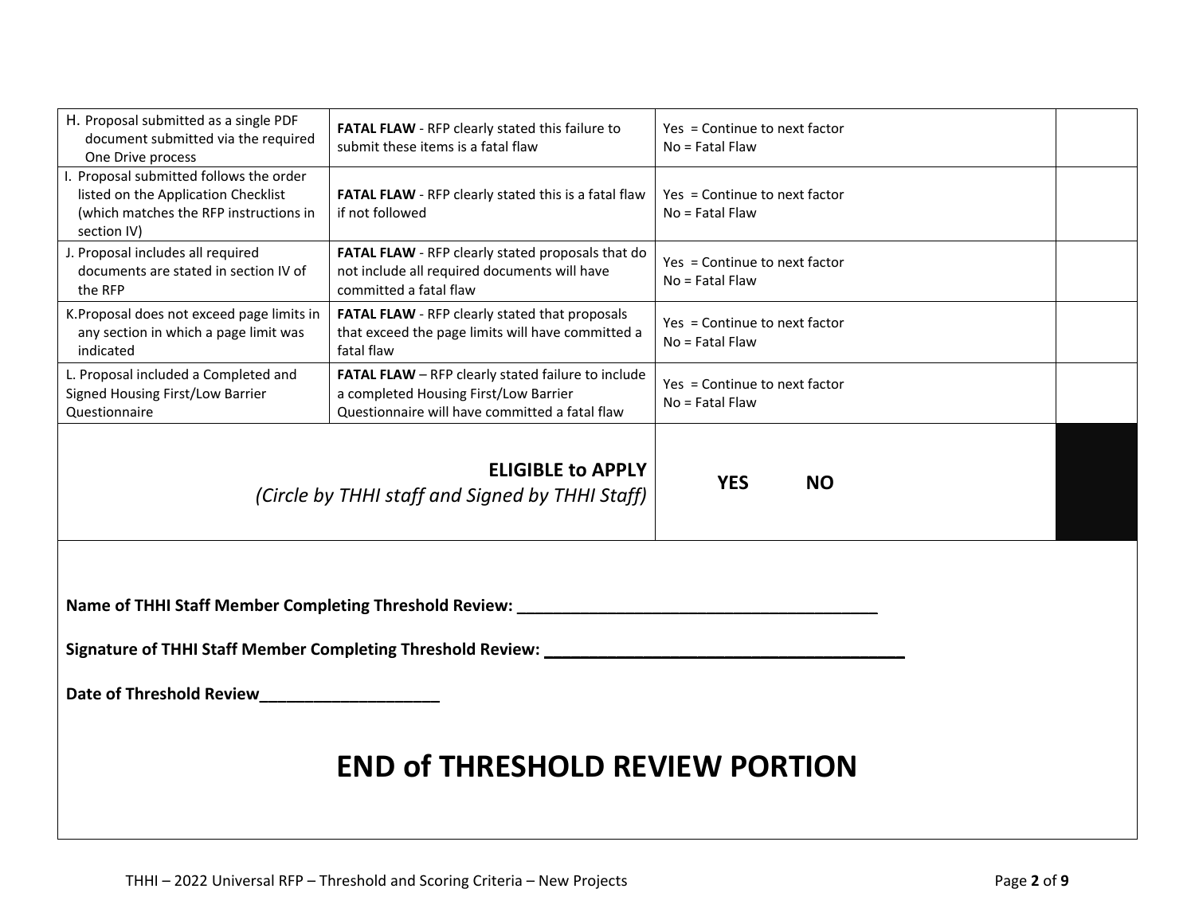| | | | |
|---|---|---|---|
| H. Proposal submitted as a single PDF document submitted via the required One Drive process | **FATAL FLAW** - RFP clearly stated this failure to submit these items is a fatal flaw | Yes = Continue to next factor<br>No = Fatal Flaw | |
| I. Proposal submitted follows the order listed on the Application Checklist (which matches the RFP instructions in section IV) | **FATAL FLAW** - RFP clearly stated this is a fatal flaw if not followed | Yes = Continue to next factor<br>No = Fatal Flaw | |
| J. Proposal includes all required documents are stated in section IV of the RFP | **FATAL FLAW** - RFP clearly stated proposals that do not include all required documents will have committed a fatal flaw | Yes = Continue to next factor<br>No = Fatal Flaw | |
| K.Proposal does not exceed page limits in any section in which a page limit was indicated | **FATAL FLAW** - RFP clearly stated that proposals that exceed the page limits will have committed a fatal flaw | Yes = Continue to next factor<br>No = Fatal Flaw | |
| L. Proposal included a Completed and Signed Housing First/Low Barrier Questionnaire | **FATAL FLAW** – RFP clearly stated failure to include a completed Housing First/Low Barrier Questionnaire will have committed a fatal flaw | Yes = Continue to next factor<br>No = Fatal Flaw | |
| **ELIGIBLE to APPLY**<br>*(Circle by THHI staff and Signed by THHI Staff)* | | **YES** **NO** | |

**Name of THHI Staff Member Completing Threshold Review: ________________________________________**

**Signature of THHI Staff Member Completing Threshold Review: ________________________________________**

**Date of Threshold Review____________________**

# END of THRESHOLD REVIEW PORTION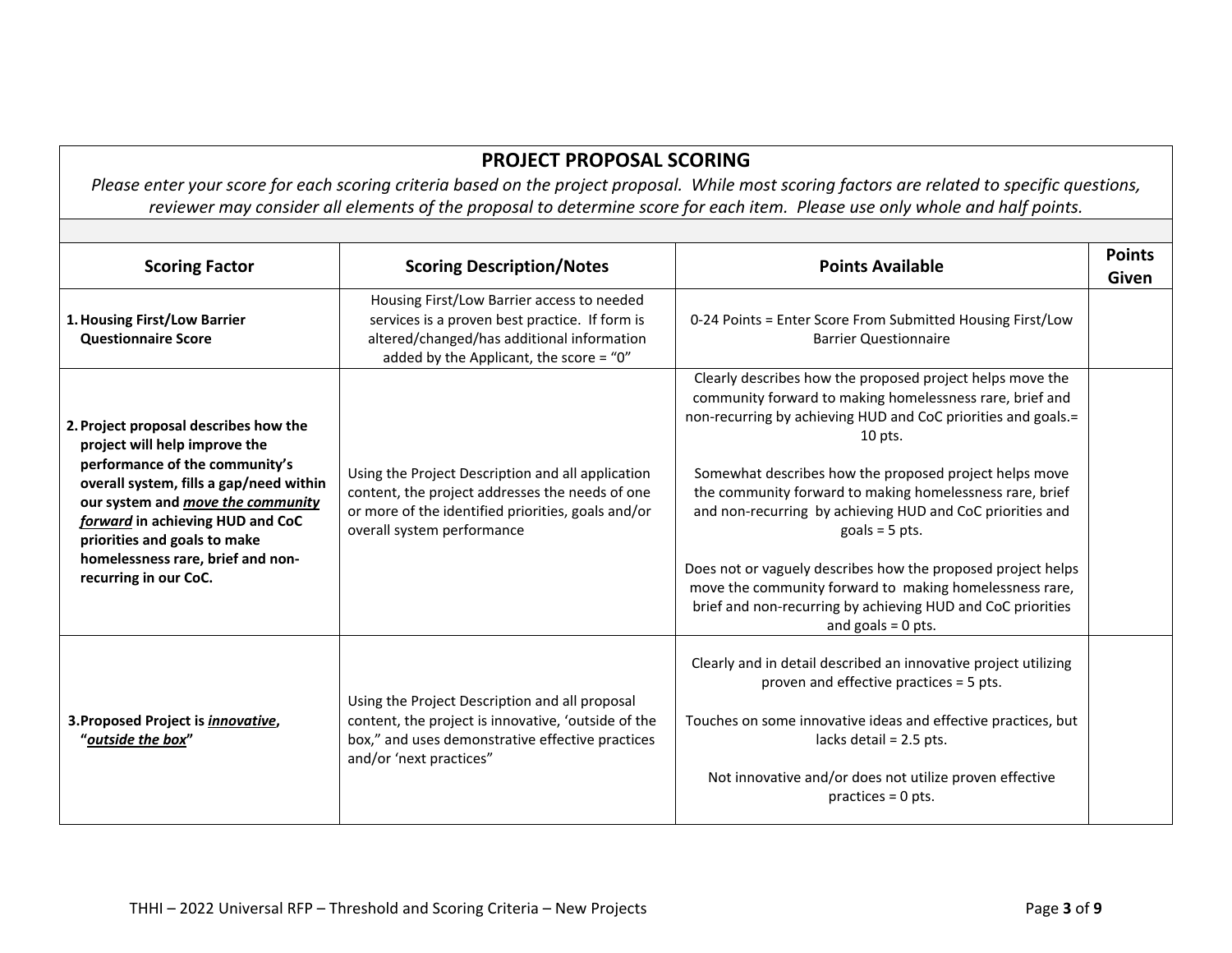## PROJECT PROPOSAL SCORING

*Please enter your score for each scoring criteria based on the project proposal. While most scoring factors are related to specific questions, reviewer may consider all elements of the proposal to determine score for each item. Please use only whole and half points.*

| Scoring Factor | Scoring Description/Notes | Points Available | Points Given |
|---|---|---|---|
| **1. Housing First/Low Barrier Questionnaire Score** | Housing First/Low Barrier access to needed services is a proven best practice. If form is altered/changed/has additional information added by the Applicant, the score = "0" | 0-24 Points = Enter Score From Submitted Housing First/Low Barrier Questionnaire | |
| **2. Project proposal describes how the project will help improve the performance of the community's overall system, fills a gap/need within our system and *<u>move the community forward</u>* in achieving HUD and CoC priorities and goals to make homelessness rare, brief and non-recurring in our CoC.** | Using the Project Description and all application content, the project addresses the needs of one or more of the identified priorities, goals and/or overall system performance | Clearly describes how the proposed project helps move the community forward to making homelessness rare, brief and non-recurring by achieving HUD and CoC priorities and goals.= 10 pts.<br><br>Somewhat describes how the proposed project helps move the community forward to making homelessness rare, brief and non-recurring by achieving HUD and CoC priorities and goals = 5 pts.<br><br>Does not or vaguely describes how the proposed project helps move the community forward to making homelessness rare, brief and non-recurring by achieving HUD and CoC priorities and goals = 0 pts. | |
| **3. Proposed Project is *<u>innovative</u>*, "*<u>outside the box</u>*"** | Using the Project Description and all proposal content, the project is innovative, 'outside of the box," and uses demonstrative effective practices and/or 'next practices" | Clearly and in detail described an innovative project utilizing proven and effective practices = 5 pts.<br><br>Touches on some innovative ideas and effective practices, but lacks detail = 2.5 pts.<br><br>Not innovative and/or does not utilize proven effective practices = 0 pts. | |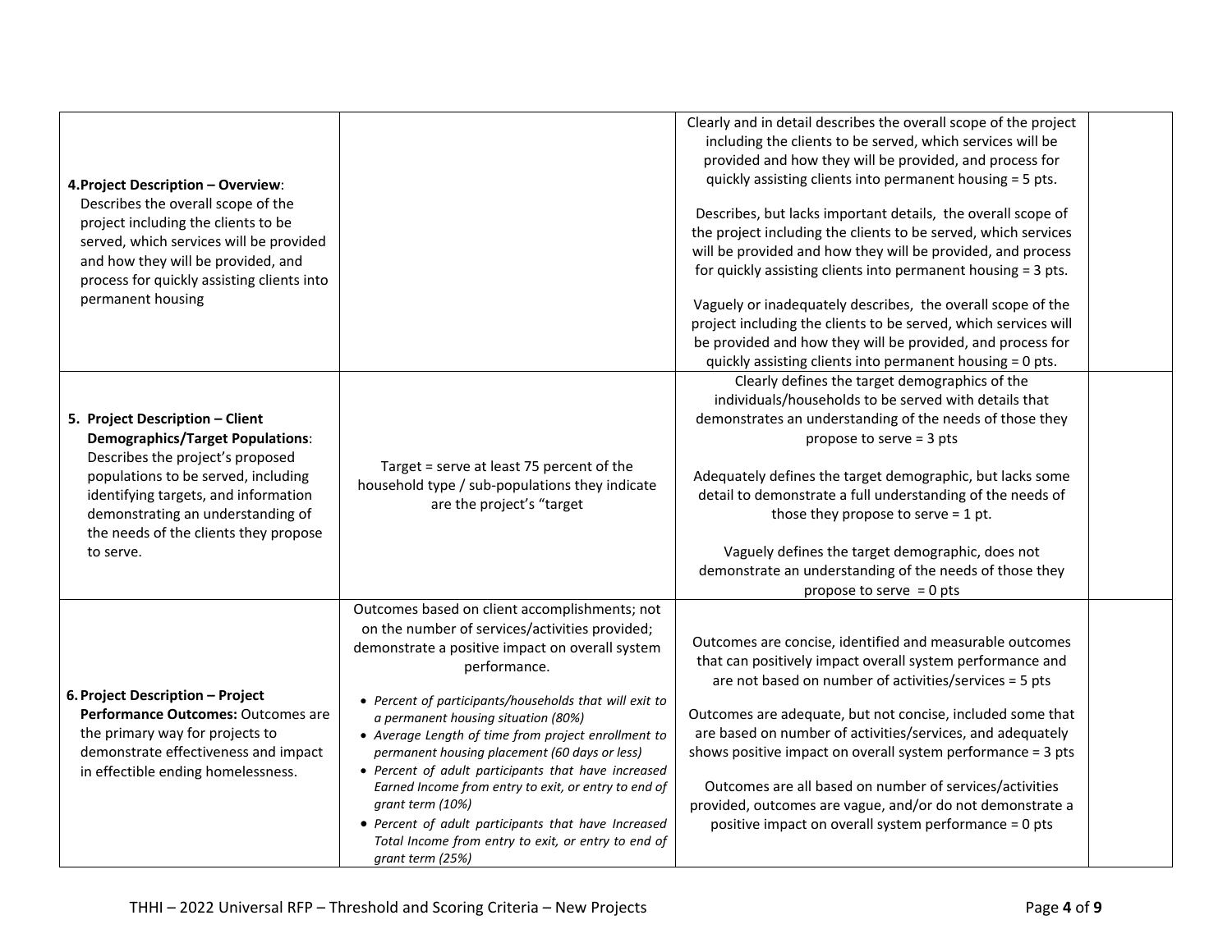| | | | |
|---|---|---|---|
| **4. Project Description – Overview**: Describes the overall scope of the project including the clients to be served, which services will be provided and how they will be provided, and process for quickly assisting clients into permanent housing | | Clearly and in detail describes the overall scope of the project including the clients to be served, which services will be provided and how they will be provided, and process for quickly assisting clients into permanent housing = 5 pts.<br><br>Describes, but lacks important details, the overall scope of the project including the clients to be served, which services will be provided and how they will be provided, and process for quickly assisting clients into permanent housing = 3 pts.<br><br>Vaguely or inadequately describes, the overall scope of the project including the clients to be served, which services will be provided and how they will be provided, and process for quickly assisting clients into permanent housing = 0 pts. | |
| **5. Project Description – Client Demographics/Target Populations**: Describes the project's proposed populations to be served, including identifying targets, and information demonstrating an understanding of the needs of the clients they propose to serve. | Target = serve at least 75 percent of the household type / sub-populations they indicate are the project's "target | Clearly defines the target demographics of the individuals/households to be served with details that demonstrates an understanding of the needs of those they propose to serve = 3 pts<br><br>Adequately defines the target demographic, but lacks some detail to demonstrate a full understanding of the needs of those they propose to serve = 1 pt.<br><br>Vaguely defines the target demographic, does not demonstrate an understanding of the needs of those they propose to serve = 0 pts | |
| **6. Project Description – Project Performance Outcomes:** Outcomes are the primary way for projects to demonstrate effectiveness and impact in effectible ending homelessness. | Outcomes based on client accomplishments; not on the number of services/activities provided; demonstrate a positive impact on overall system performance.<br><br>• *Percent of participants/households that will exit to a permanent housing situation (80%)*<br>• *Average Length of time from project enrollment to permanent housing placement (60 days or less)*<br>• *Percent of adult participants that have increased Earned Income from entry to exit, or entry to end of grant term (10%)*<br>• *Percent of adult participants that have Increased Total Income from entry to exit, or entry to end of grant term (25%)* | Outcomes are concise, identified and measurable outcomes that can positively impact overall system performance and are not based on number of activities/services = 5 pts<br><br>Outcomes are adequate, but not concise, included some that are based on number of activities/services, and adequately shows positive impact on overall system performance = 3 pts<br><br>Outcomes are all based on number of services/activities provided, outcomes are vague, and/or do not demonstrate a positive impact on overall system performance = 0 pts | |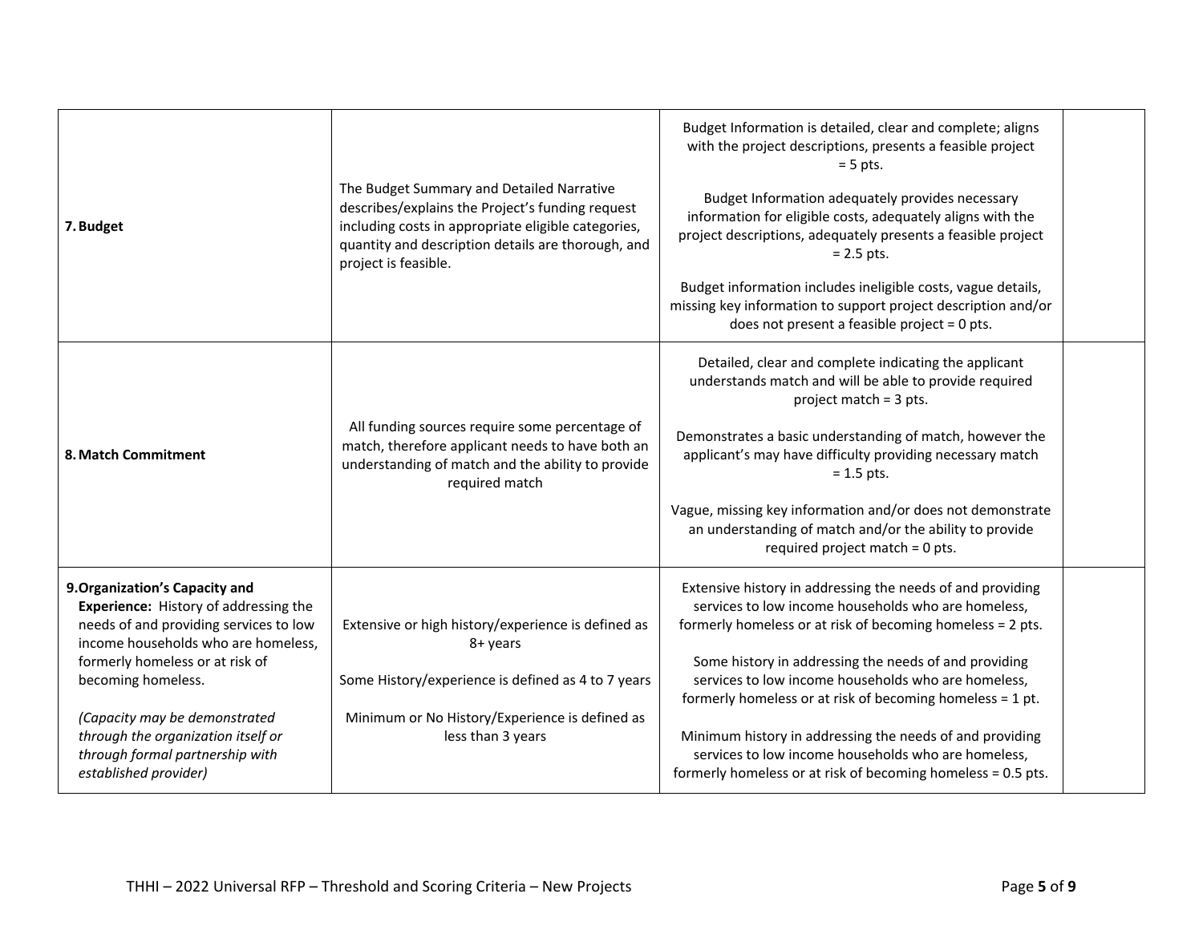| | | | |
|---|---|---|---|
| **7. Budget** | The Budget Summary and Detailed Narrative describes/explains the Project's funding request including costs in appropriate eligible categories, quantity and description details are thorough, and project is feasible. | Budget Information is detailed, clear and complete; aligns with the project descriptions, presents a feasible project = 5 pts.<br><br>Budget Information adequately provides necessary information for eligible costs, adequately aligns with the project descriptions, adequately presents a feasible project = 2.5 pts.<br><br>Budget information includes ineligible costs, vague details, missing key information to support project description and/or does not present a feasible project = 0 pts. | |
| **8. Match Commitment** | All funding sources require some percentage of match, therefore applicant needs to have both an understanding of match and the ability to provide required match | Detailed, clear and complete indicating the applicant understands match and will be able to provide required project match = 3 pts.<br><br>Demonstrates a basic understanding of match, however the applicant's may have difficulty providing necessary match = 1.5 pts.<br><br>Vague, missing key information and/or does not demonstrate an understanding of match and/or the ability to provide required project match = 0 pts. | |
| **9. Organization's Capacity and Experience:** History of addressing the needs of and providing services to low income households who are homeless, formerly homeless or at risk of becoming homeless.<br><br>*(Capacity may be demonstrated through the organization itself or through formal partnership with established provider)* | Extensive or high history/experience is defined as 8+ years<br><br>Some History/experience is defined as 4 to 7 years<br><br>Minimum or No History/Experience is defined as less than 3 years | Extensive history in addressing the needs of and providing services to low income households who are homeless, formerly homeless or at risk of becoming homeless = 2 pts.<br><br>Some history in addressing the needs of and providing services to low income households who are homeless, formerly homeless or at risk of becoming homeless = 1 pt.<br><br>Minimum history in addressing the needs of and providing services to low income households who are homeless, formerly homeless or at risk of becoming homeless = 0.5 pts. | |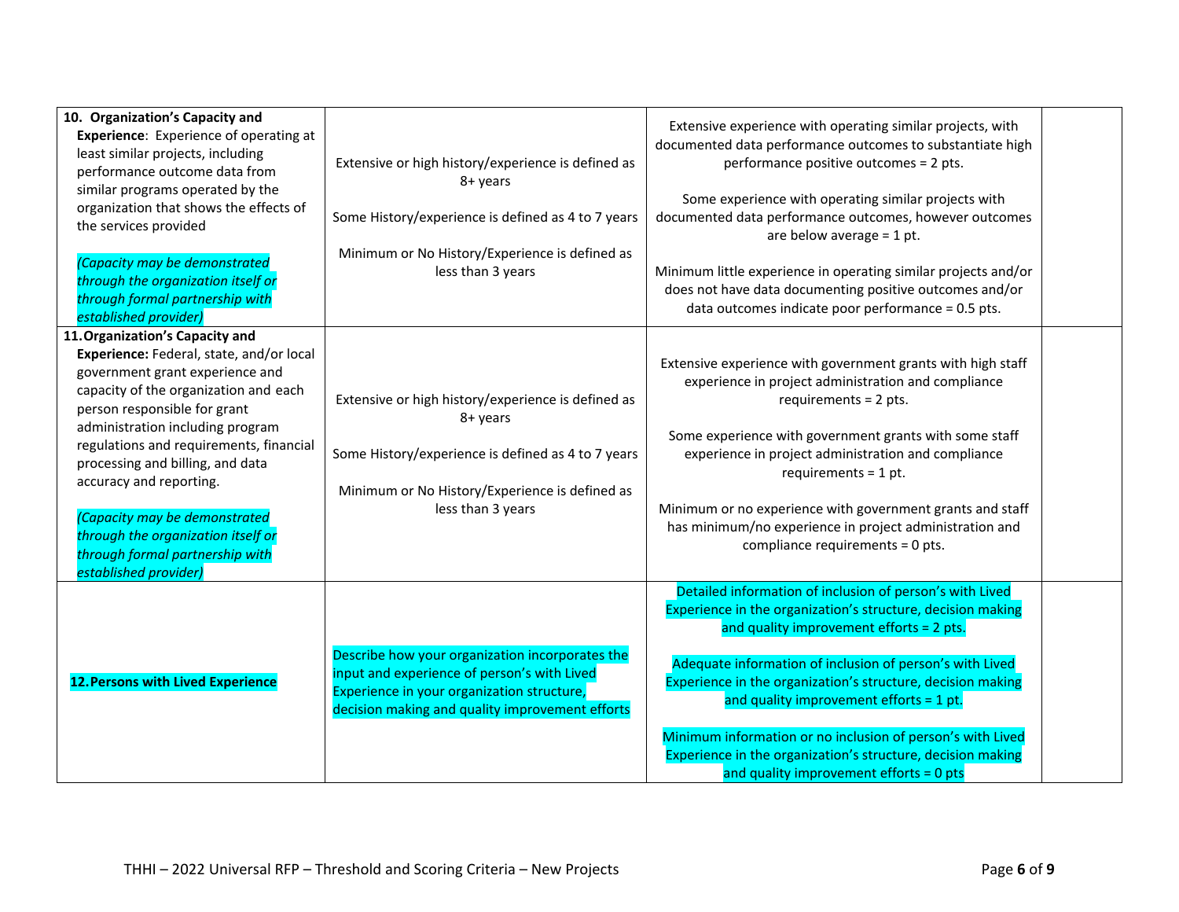| | | | |
|---|---|---|---|
| **10. Organization's Capacity and Experience**: Experience of operating at least similar projects, including performance outcome data from similar programs operated by the organization that shows the effects of the services provided<br><br>*(Capacity may be demonstrated through the organization itself or through formal partnership with established provider)* | Extensive or high history/experience is defined as 8+ years<br><br>Some History/experience is defined as 4 to 7 years<br><br>Minimum or No History/Experience is defined as less than 3 years | Extensive experience with operating similar projects, with documented data performance outcomes to substantiate high performance positive outcomes = 2 pts.<br><br>Some experience with operating similar projects with documented data performance outcomes, however outcomes are below average = 1 pt.<br><br>Minimum little experience in operating similar projects and/or does not have data documenting positive outcomes and/or data outcomes indicate poor performance = 0.5 pts. | |
| **11. Organization's Capacity and Experience:** Federal, state, and/or local government grant experience and capacity of the organization and each person responsible for grant administration including program regulations and requirements, financial processing and billing, and data accuracy and reporting.<br><br>*(Capacity may be demonstrated through the organization itself or through formal partnership with established provider)* | Extensive or high history/experience is defined as 8+ years<br><br>Some History/experience is defined as 4 to 7 years<br><br>Minimum or No History/Experience is defined as less than 3 years | Extensive experience with government grants with high staff experience in project administration and compliance requirements = 2 pts.<br><br>Some experience with government grants with some staff experience in project administration and compliance requirements = 1 pt.<br><br>Minimum or no experience with government grants and staff has minimum/no experience in project administration and compliance requirements = 0 pts. | |
| **12. Persons with Lived Experience** | Describe how your organization incorporates the input and experience of person's with Lived Experience in your organization structure, decision making and quality improvement efforts | Detailed information of inclusion of person's with Lived Experience in the organization's structure, decision making and quality improvement efforts = 2 pts.<br><br>Adequate information of inclusion of person's with Lived Experience in the organization's structure, decision making and quality improvement efforts = 1 pt.<br><br>Minimum information or no inclusion of person's with Lived Experience in the organization's structure, decision making and quality improvement efforts = 0 pts | |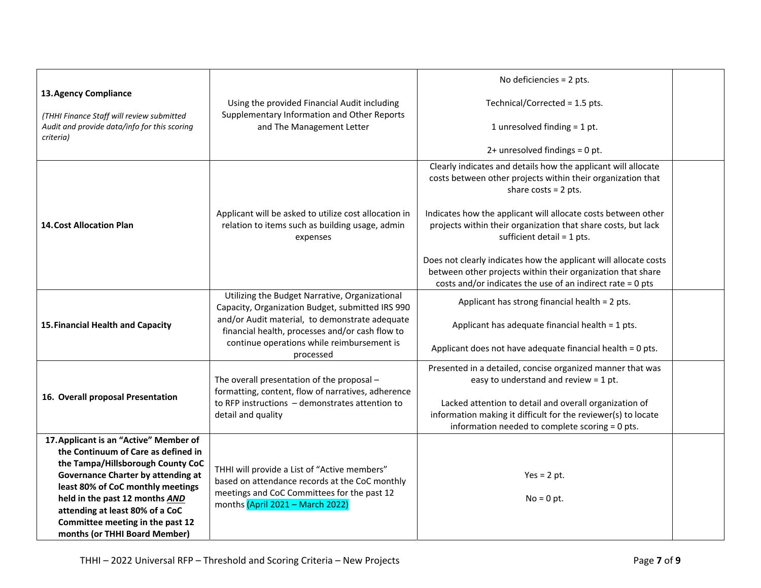| | | | |
|---|---|---|---|
| **13. Agency Compliance**<br><br>*(THHI Finance Staff will review submitted Audit and provide data/info for this scoring criteria)* | Using the provided Financial Audit including Supplementary Information and Other Reports and The Management Letter | No deficiencies = 2 pts.<br><br>Technical/Corrected = 1.5 pts.<br><br>1 unresolved finding = 1 pt.<br><br>2+ unresolved findings = 0 pt. | |
| **14. Cost Allocation Plan** | Applicant will be asked to utilize cost allocation in relation to items such as building usage, admin expenses | Clearly indicates and details how the applicant will allocate costs between other projects within their organization that share costs = 2 pts.<br><br>Indicates how the applicant will allocate costs between other projects within their organization that share costs, but lack sufficient detail = 1 pts.<br><br>Does not clearly indicates how the applicant will allocate costs between other projects within their organization that share costs and/or indicates the use of an indirect rate = 0 pts | |
| **15. Financial Health and Capacity** | Utilizing the Budget Narrative, Organizational Capacity, Organization Budget, submitted IRS 990 and/or Audit material, to demonstrate adequate financial health, processes and/or cash flow to continue operations while reimbursement is processed | Applicant has strong financial health = 2 pts.<br><br>Applicant has adequate financial health = 1 pts.<br><br>Applicant does not have adequate financial health = 0 pts. | |
| **16. Overall proposal Presentation** | The overall presentation of the proposal – formatting, content, flow of narratives, adherence to RFP instructions – demonstrates attention to detail and quality | Presented in a detailed, concise organized manner that was easy to understand and review = 1 pt.<br><br>Lacked attention to detail and overall organization of information making it difficult for the reviewer(s) to locate information needed to complete scoring = 0 pts. | |
| **17. Applicant is an "Active" Member of the Continuum of Care as defined in the Tampa/Hillsborough County CoC Governance Charter by attending at least 80% of CoC monthly meetings held in the past 12 months *AND* attending at least 80% of a CoC Committee meeting in the past 12 months (or THHI Board Member)** | THHI will provide a List of "Active members" based on attendance records at the CoC monthly meetings and CoC Committees for the past 12 months (April 2021 – March 2022) | Yes = 2 pt.<br><br>No = 0 pt. | |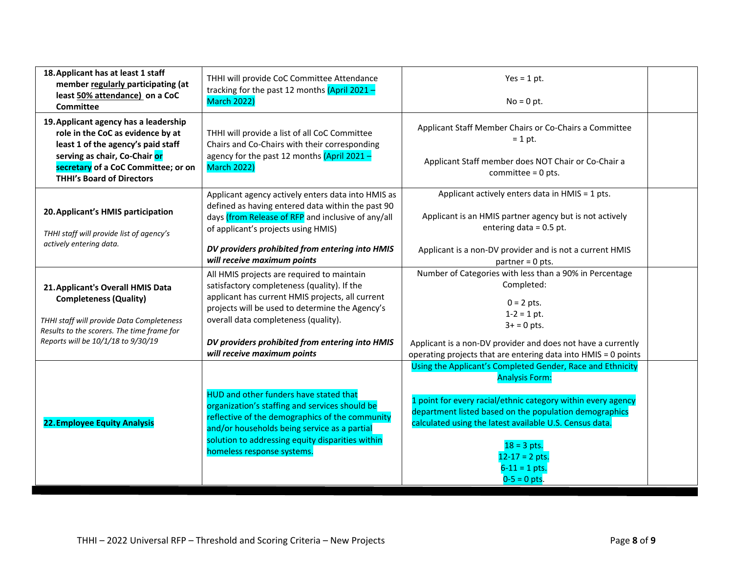| **18. Applicant has at least 1 staff member regularly participating (at least 50% attendance) on a CoC Committee** | THHI will provide CoC Committee Attendance tracking for the past 12 months (April 2021 – March 2022) | Yes = 1 pt.<br><br>No = 0 pt. | |
|---|---|---|---|
| **19. Applicant agency has a leadership role in the CoC as evidence by at least 1 of the agency's paid staff serving as chair, Co-Chair or secretary of a CoC Committee; or on THHI's Board of Directors** | THHI will provide a list of all CoC Committee Chairs and Co-Chairs with their corresponding agency for the past 12 months (April 2021 – March 2022) | Applicant Staff Member Chairs or Co-Chairs a Committee = 1 pt.<br><br>Applicant Staff member does NOT Chair or Co-Chair a committee = 0 pts. | |
| **20. Applicant's HMIS participation**<br><br>*THHI staff will provide list of agency's actively entering data.* | Applicant agency actively enters data into HMIS as defined as having entered data within the past 90 days (from Release of RFP and inclusive of any/all of applicant's projects using HMIS)<br><br>***DV providers prohibited from entering into HMIS will receive maximum points*** | Applicant actively enters data in HMIS = 1 pts.<br><br>Applicant is an HMIS partner agency but is not actively entering data = 0.5 pt.<br><br>Applicant is a non-DV provider and is not a current HMIS partner = 0 pts. | |
| **21. Applicant's Overall HMIS Data Completeness (Quality)**<br><br>*THHI staff will provide Data Completeness Results to the scorers. The time frame for Reports will be 10/1/18 to 9/30/19* | All HMIS projects are required to maintain satisfactory completeness (quality). If the applicant has current HMIS projects, all current projects will be used to determine the Agency's overall data completeness (quality).<br><br>***DV providers prohibited from entering into HMIS will receive maximum points*** | Number of Categories with less than a 90% in Percentage Completed:<br><br>0 = 2 pts.<br>1-2 = 1 pt.<br>3+ = 0 pts.<br><br>Applicant is a non-DV provider and does not have a currently operating projects that are entering data into HMIS = 0 points | |
| **22. Employee Equity Analysis** | HUD and other funders have stated that organization's staffing and services should be reflective of the demographics of the community and/or households being service as a partial solution to addressing equity disparities within homeless response systems. | Using the Applicant's Completed Gender, Race and Ethnicity Analysis Form:<br><br>1 point for every racial/ethnic category within every agency department listed based on the population demographics calculated using the latest available U.S. Census data.<br><br>18 = 3 pts.<br>12-17 = 2 pts.<br>6-11 = 1 pts.<br>0-5 = 0 pts. | |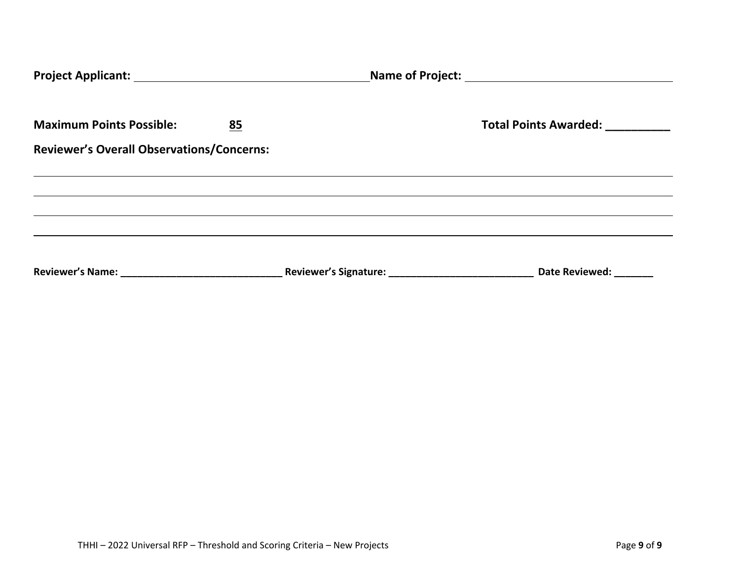**Project Applicant:** ______________________________ **Name of Project:** ______________________________

**Maximum Points Possible:** **85** **Total Points Awarded:** __________

**Reviewer's Overall Observations/Concerns:**

______________________________________________________________________________

______________________________________________________________________________

______________________________________________________________________________

______________________________________________________________________________

**Reviewer's Name:** _____________________________ **Reviewer's Signature:** __________________________ **Date Reviewed:** _______